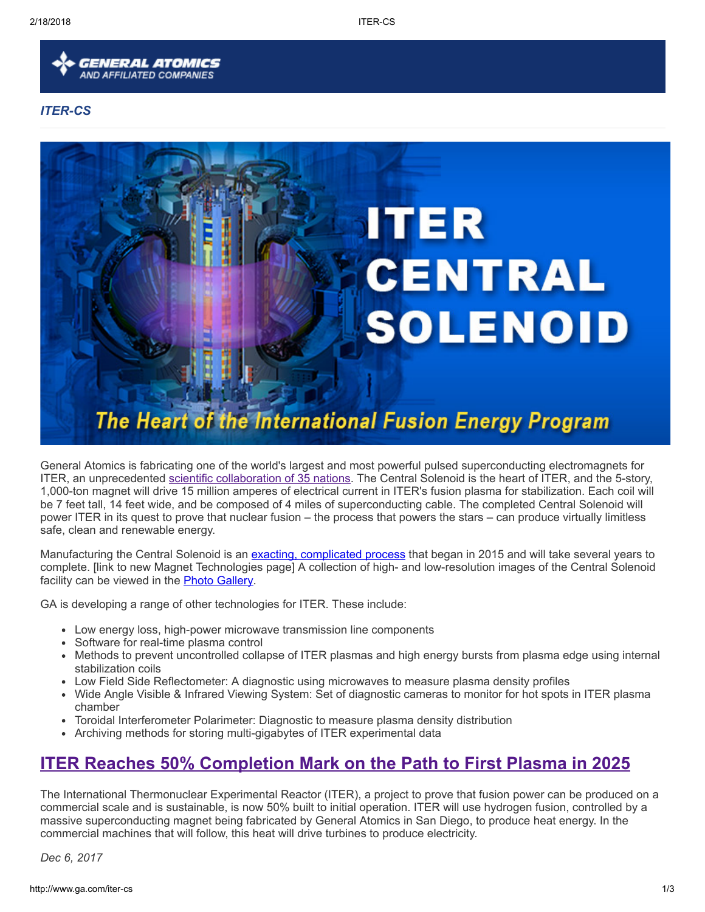# ITER-CS

General Atomics is fabricating one of the world's largest and most powerful pulsed superconducting electromagnets for ITER, an unprecedented scientific collaboration of 35 nations. The Central Solenoid is the heart of ITER, and the 5-story, 1,000-ton magnet will drive 15 million amperes of electrical current in ITER's fusion plasma for stabilization. Each coil will be 7 feet tall, 14 feet wide, and be composed of 4 miles of superconducting cable. The completed Central Solenoid will power ITER in its quest to prove that nuclear fusion – the process that powers the stars – can produce virtually limitless safe, clean and renewable energy.

Manufacturing the Central Solenoid is an exacting, complicated process that began in 2015 and will take several years to complete. [link to new Magnet Technologies page] A collection of high- and low-resolution images of the Central Solenoid facility can be viewed in the Photo Gallery.

GA is developing a range of other technologies for ITER. These include:

- Low energy loss, high-power microwave transmission line components
- Software for real-time plasma control
- Methods to prevent uncontrolled collapse of ITER plasmas and high energy bursts from plasma edge using internal stabilization coils
- Low Field Side Reflectometer: A diagnostic using microwaves to measure plasma density profiles
- Wide Angle Visible & Infrared Viewing System: Set of diagnostic cameras to monitor for hot spots in ITER plasma chamber
- Toroidal Interferometer Polarimeter: Diagnostic to measure plasma density distribution
- Archiving methods for storing multi-gigabytes of ITER experimental data

## ITER Reaches 50% Completion Mark on the Path to First Plasma in 2025

The International Thermonuclear Experimental Reactor (ITER), a project to prove that fusion power can be produced on a commercial scale and is sustainable, is now 50% built to initial operation. ITER will use hydrogen fusion, controlled by a massive superconducting magnet being fabricated by General Atomics in San Diego, to produce heat energy. In the commercial machines that will follow, this heat will drive turbines to produce electricity.

*Dec 6, 2017*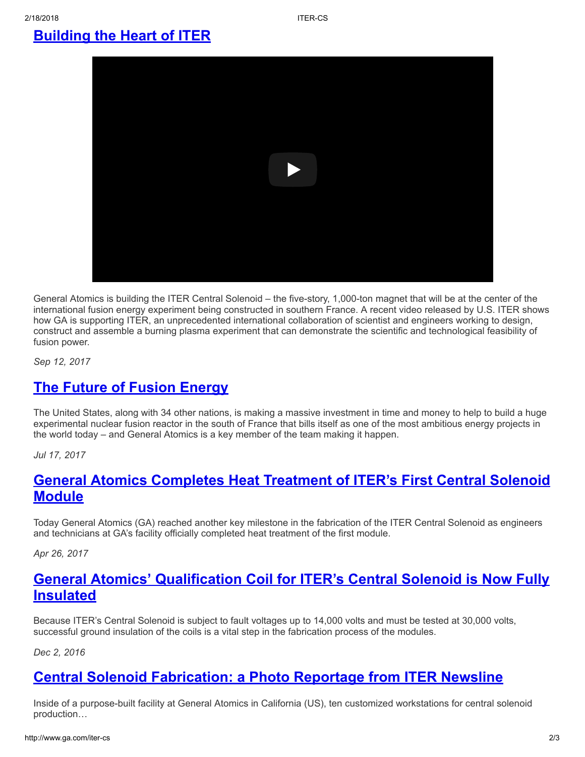## Building the Heart of ITER

General Atomics is building the ITER Central Solenoid – the five-story, 1,000-ton magnet that will be at the center of the international fusion energy experiment being constructed in southern France. A recent video released by U.S. ITER shows how GA is supporting ITER, an unprecedented international collaboration of scientist and engineers working to design, construct and assemble a burning plasma experiment that can demonstrate the scientific and technological feasibility of fusion power.

*Sep 12, 2017*

## The Future of Fusion Energy

The United States, along with 34 other nations, is making a massive investment in time and money to help to build a huge experimental nuclear fusion reactor in the south of France that bills itself as one of the most ambitious energy projects in the world today – and General Atomics is a key member of the team making it happen.

*Jul 17, 2017*

## General Atomics Completes Heat Treatment of ITER's First Central Solenoid Module

Today General Atomics (GA) reached another key milestone in the fabrication of the ITER Central Solenoid as engineers and technicians at GA's facility officially completed heat treatment of the first module.

*Apr 26, 2017*

## General Atomics' Qualification Coil for ITER's Central Solenoid is Now Fully Insulated

Because ITER's Central Solenoid is subject to fault voltages up to 14,000 volts and must be tested at 30,000 volts, successful ground insulation of the coils is a vital step in the fabrication process of the modules.

*Dec 2, 2016*

## Central Solenoid Fabrication: a Photo Reportage from ITER Newsline

Inside of a purpose-built facility at General Atomics in California (US), ten customized workstations for central solenoid production…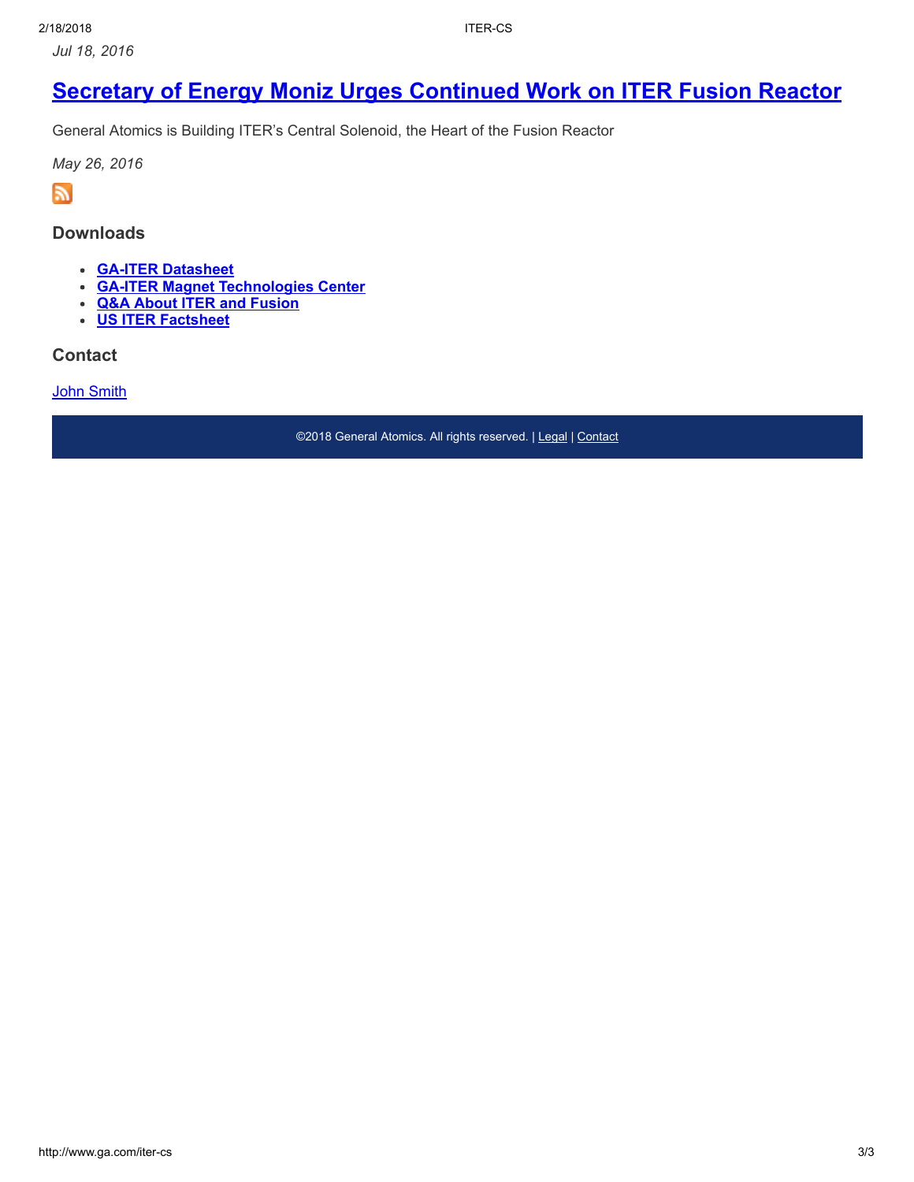*Jul 18, 2016*

## Secretary of Energy Moniz Urges Continued Work on ITER Fusion Reactor

General Atomics is Building ITER's Central Solenoid, the Heart of the Fusion Reactor

*May 26, 2016*

### Downloads

- **GA-ITER Datasheet**
- **GA-ITER Magnet Technologies Center**
- **Q&A About ITER and Fusion**
- **US ITER Factsheet**

### Contact

John Smith

©2018 General Atomics. All rights reserved. | Legal | Contact